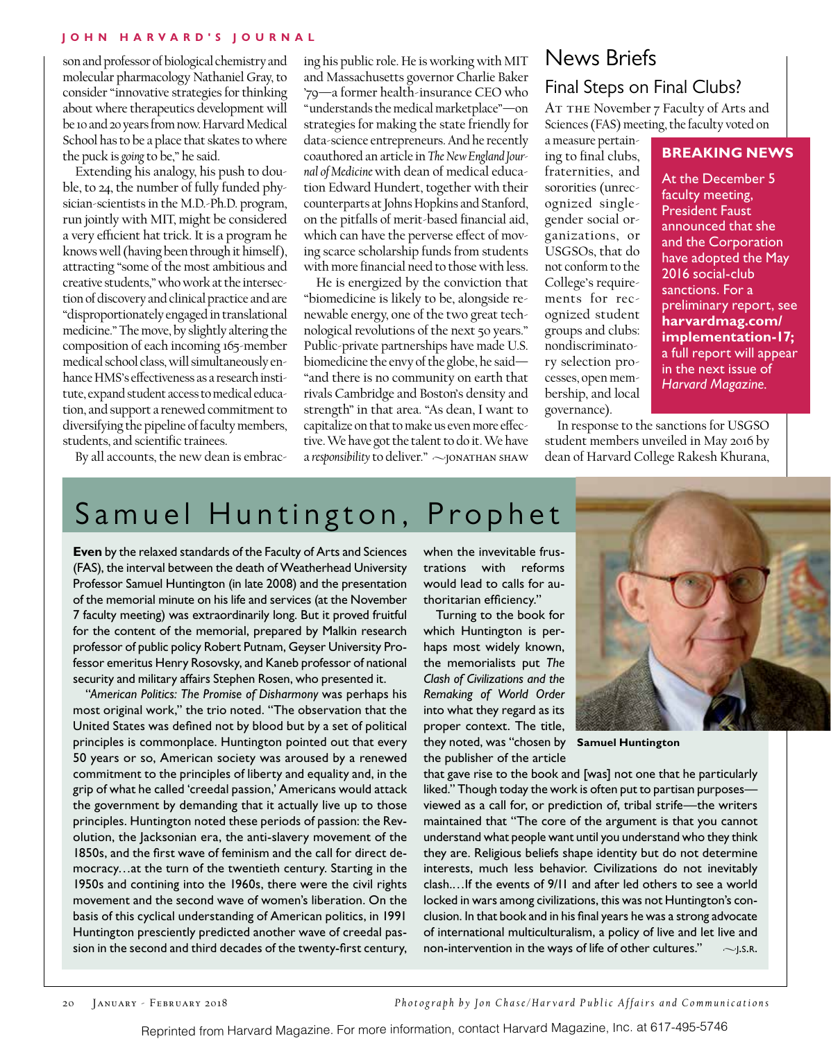son and professor of biological chemistry and molecular pharmacology Nathaniel Gray, to consider "innovative strategies for thinking about where therapeutics development will be 10 and 20 years from now. Harvard Medical School has to be a place that skates to where the puck is *going* to be," he said.

Extending his analogy, his push to double, to 24, the number of fully funded physician-scientists in the M.D.-Ph.D. program, run jointly with MIT, might be considered a very efficient hat trick. It is a program he knows well (having been through it himself), attracting "some of the most ambitious and creative students," who work at the intersection of discovery and clinical practice and are "disproportionately engaged in translational medicine." The move, by slightly altering the composition of each incoming 165-member medical school class, will simultaneously enhance HMS's effectiveness as a research institute, expand student access to medical education, and support a renewed commitment to diversifying the pipeline of faculty members, students, and scientific trainees.

By all accounts, the new dean is embracing his public role. He is working with MIT and Massachusetts governor Charlie Baker '79—a former health-insurance CEO who "understands the medical marketplace"—on strategies for making the state friendly for data-science entrepreneurs. And he recently coauthored an article in *The New England Journal of Medicine* with dean of medical education Edward Hundert, together with their counterparts at Johns Hopkins and Stanford, on the pitfalls of merit-based financial aid, which can have the perverse effect of moving scarce scholarship funds from students with more financial need to those with less.

He is energized by the conviction that "biomedicine is likely to be, alongside renewable energy, one of the two great technological revolutions of the next 50 years." Public-private partnerships have made U.S. biomedicine the envy of the globe, he said—"and there is no community on earth that rivals Cambridge and Boston's density and strength" in that area. "As dean, I want to capitalize on that to make us even more effective. We have got the talent to do it. We have a *responsibility* to deliver." ~JONATHAN SHAW

## News Briefs

### Final Steps on Final Clubs?

At the November 7 Faculty of Arts and Sciences (FAS) meeting, the faculty voted on a measure pertaining to final clubs, fraternities, and sororities (unrecognized single-gender social organizations, or USGSOs, that do not conform to the College's requirements for recognized student groups and clubs: nondiscriminatory selection processes, open membership, and local governance).

**BREAKING NEWS**

At the December 5 faculty meeting, President Faust announced that she and the Corporation have adopted the May 2016 social-club sanctions. For a preliminary report, see **harvardmag.com/implementation-17;** a full report will appear in the next issue of *Harvard Magazine.*

In response to the sanctions for USGSO student members unveiled in May 2016 by dean of Harvard College Rakesh Khurana,

## Samuel Huntington, Prophet

**Even** by the relaxed standards of the Faculty of Arts and Sciences (FAS), the interval between the death of Weatherhead University Professor Samuel Huntington (in late 2008) and the presentation of the memorial minute on his life and services (at the November 7 faculty meeting) was extraordinarily long. But it proved fruitful for the content of the memorial, prepared by Malkin research professor of public policy Robert Putnam, Geyser University Professor emeritus Henry Rosovsky, and Kaneb professor of national security and military affairs Stephen Rosen, who presented it.

"*American Politics: The Promise of Disharmony* was perhaps his most original work," the trio noted. "The observation that the United States was defined not by blood but by a set of political principles is commonplace. Huntington pointed out that every 50 years or so, American society was aroused by a renewed commitment to the principles of liberty and equality and, in the grip of what he called 'creedal passion,' Americans would attack the government by demanding that it actually live up to those principles. Huntington noted these periods of passion: the Revolution, the Jacksonian era, the anti-slavery movement of the 1850s, and the first wave of feminism and the call for direct democracy…at the turn of the twentieth century. Starting in the 1950s and contining into the 1960s, there were the civil rights movement and the second wave of women's liberation. On the basis of this cyclical understanding of American politics, in 1991 Huntington presciently predicted another wave of creedal passion in the second and third decades of the twenty-first century, when the invevitable frustrations with reforms would lead to calls for authoritarian efficiency."

Turning to the book for which Huntington is perhaps most widely known, the memorialists put *The Clash of Civilizations and the Remaking of World Order* into what they regard as its proper context. The title, they noted, was "chosen by the publisher of the article that gave rise to the book and [was] not one that he particularly liked." Though today the work is often put to partisan purposes—viewed as a call for, or prediction of, tribal strife—the writers maintained that "The core of the argument is that you cannot understand what people want until you understand who they think they are. Religious beliefs shape identity but do not determine interests, much less behavior. Civilizations do not inevitably clash.…If the events of 9/11 and after led others to see a world locked in wars among civilizations, this was not Huntington's conclusion. In that book and in his final years he was a strong advocate of international multiculturalism, a policy of live and let live and non-intervention in the ways of life of other cultures." ~J.S.R.

**Samuel Huntington**

*Photograph by Jon Chase/Harvard Public Affairs and Communications*

Reprinted from Harvard Magazine. For more information, contact Harvard Magazine, Inc. at 617-495-5746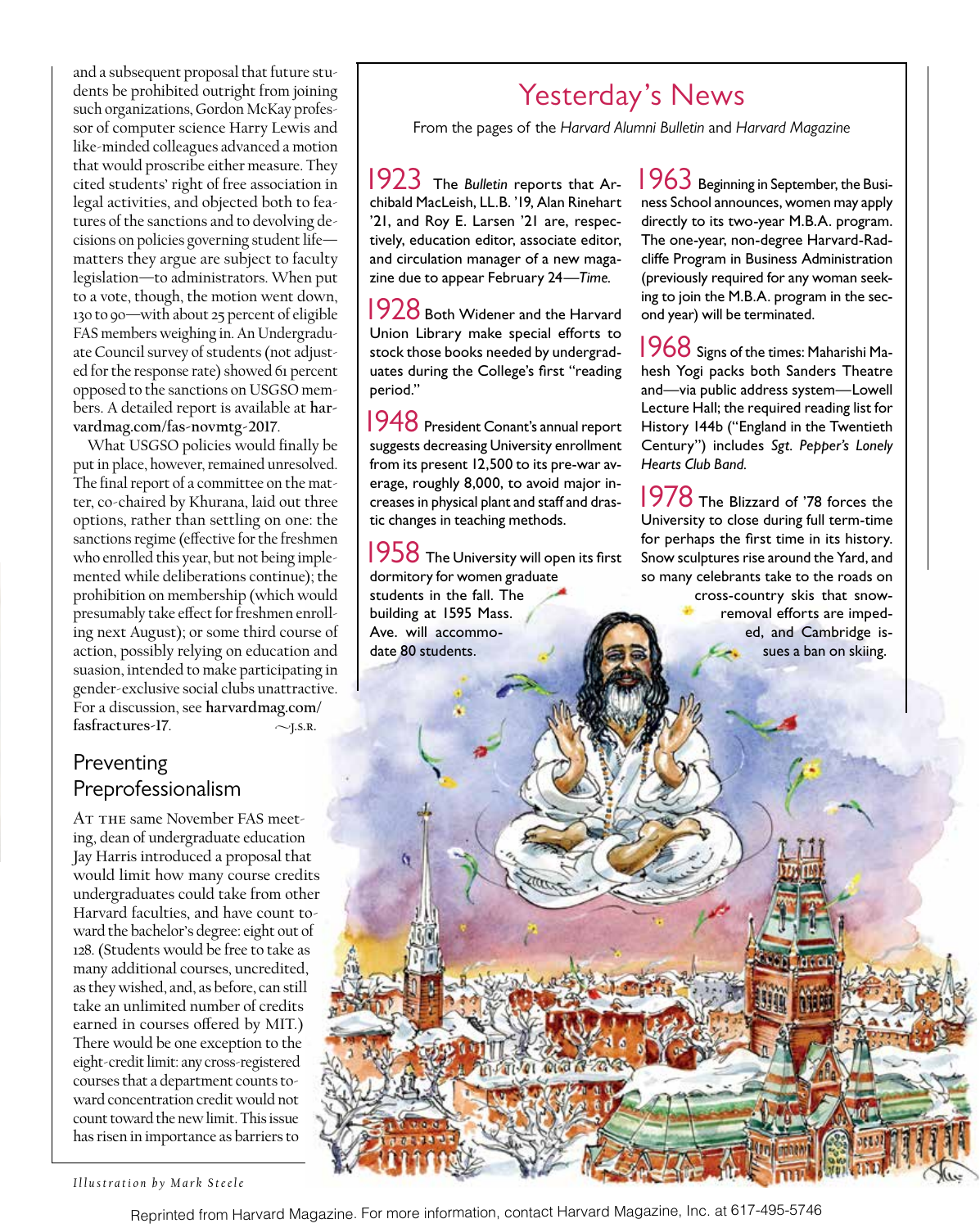and a subsequent proposal that future students be prohibited outright from joining such organizations, Gordon McKay professor of computer science Harry Lewis and like-minded colleagues advanced a motion that would proscribe either measure. They cited students' right of free association in legal activities, and objected both to features of the sanctions and to devolving decisions on policies governing student life—matters they argue are subject to faculty legislation—to administrators. When put to a vote, though, the motion went down, 130 to 90—with about 25 percent of eligible FAS members weighing in. An Undergraduate Council survey of students (not adjusted for the response rate) showed 61 percent opposed to the sanctions on USGSO members. A detailed report is available at **harvardmag.com/fas-novmtg-2017**.

What USGSO policies would finally be put in place, however, remained unresolved. The final report of a committee on the matter, co-chaired by Khurana, laid out three options, rather than settling on one: the sanctions regime (effective for the freshmen who enrolled this year, but not being implemented while deliberations continue); the prohibition on membership (which would presumably take effect for freshmen enrolling next August); or some third course of action, possibly relying on education and suasion, intended to make participating in gender-exclusive social clubs unattractive. For a discussion, see **harvardmag.com/fasfractures-17**. ~J.S.R.

## Preventing Preprofessionalism

AT THE same November FAS meeting, dean of undergraduate education Jay Harris introduced a proposal that would limit how many course credits undergraduates could take from other Harvard faculties, and have count toward the bachelor's degree: eight out of 128. (Students would be free to take as many additional courses, uncredited, as they wished, and, as before, can still take an unlimited number of credits earned in courses offered by MIT.) There would be one exception to the eight-credit limit: any cross-registered courses that a department counts toward concentration credit would not count toward the new limit. This issue has risen in importance as barriers to

## Yesterday's News

From the pages of the *Harvard Alumni Bulletin* and *Harvard Magazine*

**1923** The *Bulletin* reports that Archibald MacLeish, LL.B. '19, Alan Rinehart '21, and Roy E. Larsen '21 are, respectively, education editor, associate editor, and circulation manager of a new magazine due to appear February 24—*Time*.

**1928** Both Widener and the Harvard Union Library make special efforts to stock those books needed by undergraduates during the College's first "reading period."

**1948** President Conant's annual report suggests decreasing University enrollment from its present 12,500 to its pre-war average, roughly 8,000, to avoid major increases in physical plant and staff and drastic changes in teaching methods.

**1958** The University will open its first dormitory for women graduate students in the fall. The building at 1595 Mass. Ave. will accommodate 80 students.

**1963** Beginning in September, the Business School announces, women may apply directly to its two-year M.B.A. program. The one-year, non-degree Harvard-Radcliffe Program in Business Administration (previously required for any woman seeking to join the M.B.A. program in the second year) will be terminated.

**1968** Signs of the times: Maharishi Mahesh Yogi packs both Sanders Theatre and—via public address system—Lowell Lecture Hall; the required reading list for History 144b ("England in the Twentieth Century") includes *Sgt. Pepper's Lonely Hearts Club Band*.

**1978** The Blizzard of '78 forces the University to close during full term-time for perhaps the first time in its history. Snow sculptures rise around the Yard, and so many celebrants take to the roads on cross-country skis that snow-removal efforts are impeded, and Cambridge issues a ban on skiing.

*Illustration by Mark Steele*

Reprinted from Harvard Magazine. For more information, contact Harvard Magazine, Inc. at 617-495-5746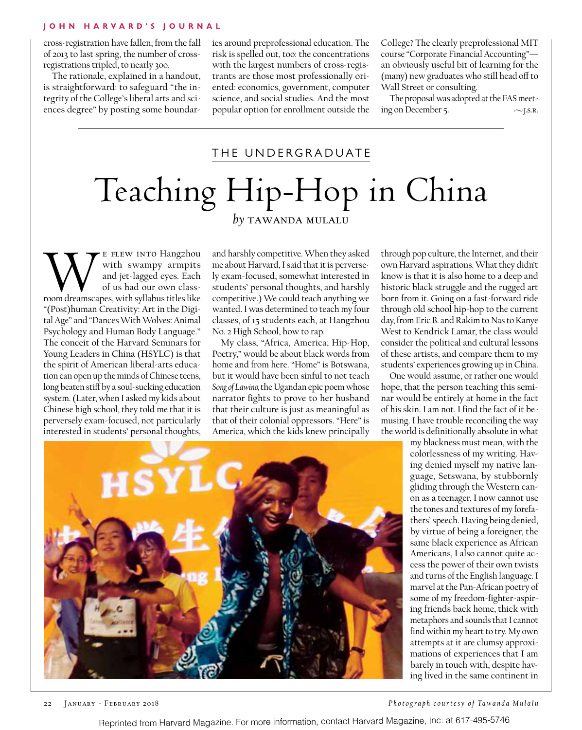cross-registration have fallen; from the fall of 2013 to last spring, the number of cross-registrations tripled, to nearly 300.

The rationale, explained in a handout, is straightforward: to safeguard "the integrity of the College's liberal arts and sciences degree" by posting some boundaries around preprofessional education. The risk is spelled out, too: the concentrations with the largest numbers of cross-registrants are those most professionally oriented: economics, government, computer science, and social studies. And the most popular option for enrollment outside the College? The clearly preprofessional MIT course "Corporate Financial Accounting"—an obviously useful bit of learning for the (many) new graduates who still head off to Wall Street or consulting.

The proposal was adopted at the FAS meeting on December 5. ~J.S.R.

## THE UNDERGRADUATE

# Teaching Hip-Hop in China

*by* TAWANDA MULALU

We flew into Hangzhou with swampy armpits and jet-lagged eyes. Each of us had our own classroom dreamscapes, with syllabus titles like "(Post)human Creativity: Art in the Digital Age" and "Dances With Wolves: Animal Psychology and Human Body Language." The conceit of the Harvard Seminars for Young Leaders in China (HSYLC) is that the spirit of American liberal-arts education can open up the minds of Chinese teens, long beaten stiff by a soul-sucking education system. (Later, when I asked my kids about Chinese high school, they told me that it is perversely exam-focused, not particularly interested in students' personal thoughts, and harshly competitive. When they asked me about Harvard, I said that it is perversely exam-focused, somewhat interested in students' personal thoughts, and harshly competitive.) We could teach anything we wanted. I was determined to teach my four classes, of 15 students each, at Hangzhou No. 2 High School, how to rap.

My class, "Africa, America; Hip-Hop, Poetry," would be about black words from home and from here. "Home" is Botswana, but it would have been sinful to not teach *Song of Lawino,* the Ugandan epic poem whose narrator fights to prove to her husband that their culture is just as meaningful as that of their colonial oppressors. "Here" is America, which the kids knew principally through pop culture, the Internet, and their own Harvard aspirations. What they didn't know is that it is also home to a deep and historic black struggle and the rugged art born from it. Going on a fast-forward ride through old school hip-hop to the current day, from Eric B. and Rakim to Nas to Kanye West to Kendrick Lamar, the class would consider the political and cultural lessons of these artists, and compare them to my students' experiences growing up in China.

One would assume, or rather one would hope, that the person teaching this seminar would be entirely at home in the fact of his skin. I am not. I find the fact of it bemusing. I have trouble reconciling the way the world is definitionally absolute in what my blackness must mean, with the colorlessness of my writing. Having denied myself my native language, Setswana, by stubbornly gliding through the Western canon as a teenager, I now cannot use the tones and textures of my forefathers' speech. Having being denied, by virtue of being a foreigner, the same black experience as African Americans, I also cannot quite access the power of their own twists and turns of the English language. I marvel at the Pan-African poetry of some of my freedom-fighter-aspiring friends back home, thick with metaphors and sounds that I cannot find within my heart to try. My own attempts at it are clumsy approximations of experiences that I am barely in touch with, despite having lived in the same continent in

*Photograph courtesy of Tawanda Mulalu*

Reprinted from Harvard Magazine. For more information, contact Harvard Magazine, Inc. at 617-495-5746